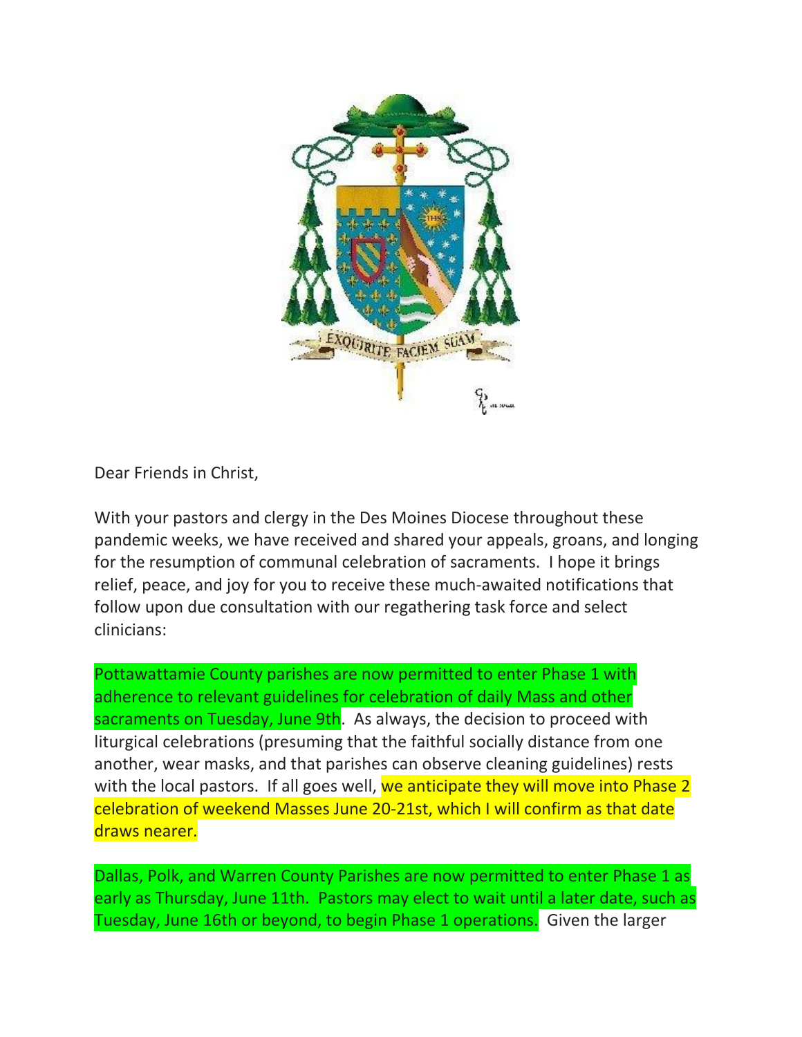Dear Friends in Christ,

With your pastors and clergy in the Des Moines Diocese throughout these pandemic weeks, we have received and shared your appeals, groans, and longing for the resumption of communal celebration of sacraments. I hope it brings relief, peace, and joy for you to receive these much-awaited notifications that follow upon due consultation with our regathering task force and select clinicians:

Pottawattamie County parishes are now permitted to enter Phase 1 with adherence to relevant guidelines for celebration of daily Mass and other sacraments on Tuesday, June 9th. As always, the decision to proceed with liturgical celebrations (presuming that the faithful socially distance from one another, wear masks, and that parishes can observe cleaning guidelines) rests with the local pastors. If all goes well, we anticipate they will move into Phase 2 celebration of weekend Masses June 20-21st, which I will confirm as that date draws nearer.

Dallas, Polk, and Warren County Parishes are now permitted to enter Phase 1 as early as Thursday, June 11th. Pastors may elect to wait until a later date, such as Tuesday, June 16th or beyond, to begin Phase 1 operations. Given the larger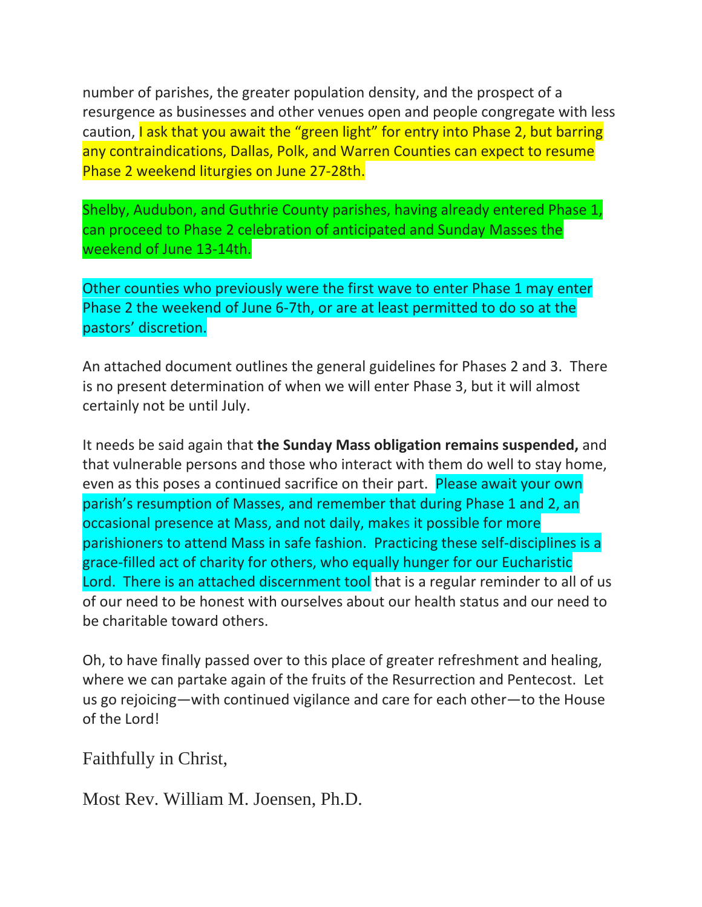number of parishes, the greater population density, and the prospect of a resurgence as businesses and other venues open and people congregate with less caution, I ask that you await the “green light” for entry into Phase 2, but barring any contraindications, Dallas, Polk, and Warren Counties can expect to resume Phase 2 weekend liturgies on June 27-28th.

Shelby, Audubon, and Guthrie County parishes, having already entered Phase 1, can proceed to Phase 2 celebration of anticipated and Sunday Masses the weekend of June 13-14th.

Other counties who previously were the first wave to enter Phase 1 may enter Phase 2 the weekend of June 6-7th, or are at least permitted to do so at the pastors’ discretion.

An attached document outlines the general guidelines for Phases 2 and 3. There is no present determination of when we will enter Phase 3, but it will almost certainly not be until July.

It needs be said again that **the Sunday Mass obligation remains suspended,** and that vulnerable persons and those who interact with them do well to stay home, even as this poses a continued sacrifice on their part. Please await your own parish’s resumption of Masses, and remember that during Phase 1 and 2, an occasional presence at Mass, and not daily, makes it possible for more parishioners to attend Mass in safe fashion. Practicing these self-disciplines is a grace-filled act of charity for others, who equally hunger for our Eucharistic Lord. There is an attached discernment tool that is a regular reminder to all of us of our need to be honest with ourselves about our health status and our need to be charitable toward others.

Oh, to have finally passed over to this place of greater refreshment and healing, where we can partake again of the fruits of the Resurrection and Pentecost. Let us go rejoicing—with continued vigilance and care for each other—to the House of the Lord!

Faithfully in Christ,

Most Rev. William M. Joensen, Ph.D.